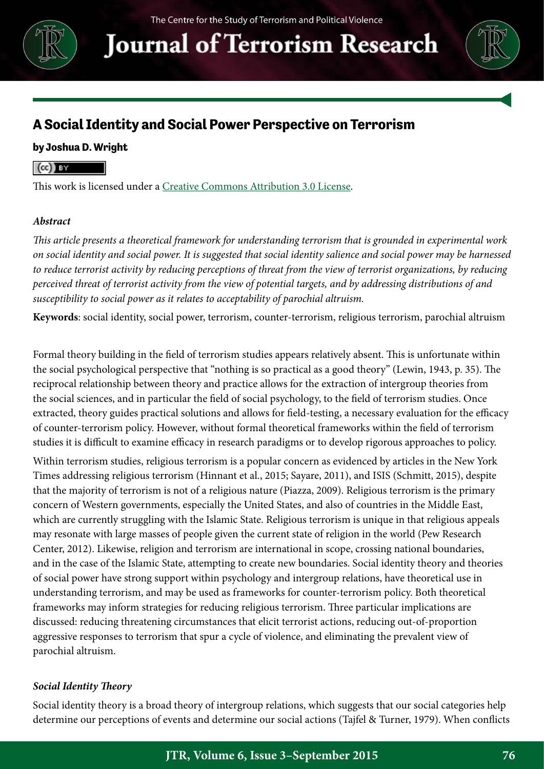# A Social Identity and Social Power Perspective on Terrorism

**by Joshua D. Wright**

This work is licensed under a Creative Commons Attribution 3.0 License.

***Abstract***

*This article presents a theoretical framework for understanding terrorism that is grounded in experimental work on social identity and social power. It is suggested that social identity salience and social power may be harnessed to reduce terrorist activity by reducing perceptions of threat from the view of terrorist organizations, by reducing perceived threat of terrorist activity from the view of potential targets, and by addressing distributions of and susceptibility to social power as it relates to acceptability of parochial altruism.*

**Keywords**: social identity, social power, terrorism, counter-terrorism, religious terrorism, parochial altruism

Formal theory building in the field of terrorism studies appears relatively absent. This is unfortunate within the social psychological perspective that "nothing is so practical as a good theory" (Lewin, 1943, p. 35). The reciprocal relationship between theory and practice allows for the extraction of intergroup theories from the social sciences, and in particular the field of social psychology, to the field of terrorism studies. Once extracted, theory guides practical solutions and allows for field-testing, a necessary evaluation for the efficacy of counter-terrorism policy. However, without formal theoretical frameworks within the field of terrorism studies it is difficult to examine efficacy in research paradigms or to develop rigorous approaches to policy.

Within terrorism studies, religious terrorism is a popular concern as evidenced by articles in the New York Times addressing religious terrorism (Hinnant et al., 2015; Sayare, 2011), and ISIS (Schmitt, 2015), despite that the majority of terrorism is not of a religious nature (Piazza, 2009). Religious terrorism is the primary concern of Western governments, especially the United States, and also of countries in the Middle East, which are currently struggling with the Islamic State. Religious terrorism is unique in that religious appeals may resonate with large masses of people given the current state of religion in the world (Pew Research Center, 2012). Likewise, religion and terrorism are international in scope, crossing national boundaries, and in the case of the Islamic State, attempting to create new boundaries. Social identity theory and theories of social power have strong support within psychology and intergroup relations, have theoretical use in understanding terrorism, and may be used as frameworks for counter-terrorism policy. Both theoretical frameworks may inform strategies for reducing religious terrorism. Three particular implications are discussed: reducing threatening circumstances that elicit terrorist actions, reducing out-of-proportion aggressive responses to terrorism that spur a cycle of violence, and eliminating the prevalent view of parochial altruism.

### *Social Identity Theory*

Social identity theory is a broad theory of intergroup relations, which suggests that our social categories help determine our perceptions of events and determine our social actions (Tajfel & Turner, 1979). When conflicts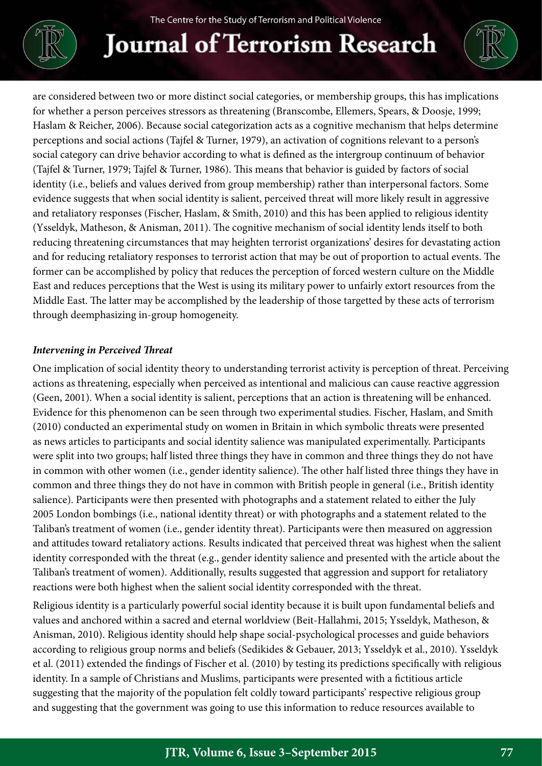are considered between two or more distinct social categories, or membership groups, this has implications for whether a person perceives stressors as threatening (Branscombe, Ellemers, Spears, & Doosje, 1999; Haslam & Reicher, 2006). Because social categorization acts as a cognitive mechanism that helps determine perceptions and social actions (Tajfel & Turner, 1979), an activation of cognitions relevant to a person's social category can drive behavior according to what is defined as the intergroup continuum of behavior (Tajfel & Turner, 1979; Tajfel & Turner, 1986). This means that behavior is guided by factors of social identity (i.e., beliefs and values derived from group membership) rather than interpersonal factors. Some evidence suggests that when social identity is salient, perceived threat will more likely result in aggressive and retaliatory responses (Fischer, Haslam, & Smith, 2010) and this has been applied to religious identity (Ysseldyk, Matheson, & Anisman, 2011). The cognitive mechanism of social identity lends itself to both reducing threatening circumstances that may heighten terrorist organizations' desires for devastating action and for reducing retaliatory responses to terrorist action that may be out of proportion to actual events. The former can be accomplished by policy that reduces the perception of forced western culture on the Middle East and reduces perceptions that the West is using its military power to unfairly extort resources from the Middle East. The latter may be accomplished by the leadership of those targetted by these acts of terrorism through deemphasizing in-group homogeneity.

### *Intervening in Perceived Threat*

One implication of social identity theory to understanding terrorist activity is perception of threat. Perceiving actions as threatening, especially when perceived as intentional and malicious can cause reactive aggression (Geen, 2001). When a social identity is salient, perceptions that an action is threatening will be enhanced. Evidence for this phenomenon can be seen through two experimental studies. Fischer, Haslam, and Smith (2010) conducted an experimental study on women in Britain in which symbolic threats were presented as news articles to participants and social identity salience was manipulated experimentally. Participants were split into two groups; half listed three things they have in common and three things they do not have in common with other women (i.e., gender identity salience). The other half listed three things they have in common and three things they do not have in common with British people in general (i.e., British identity salience). Participants were then presented with photographs and a statement related to either the July 2005 London bombings (i.e., national identity threat) or with photographs and a statement related to the Taliban's treatment of women (i.e., gender identity threat). Participants were then measured on aggression and attitudes toward retaliatory actions. Results indicated that perceived threat was highest when the salient identity corresponded with the threat (e.g., gender identity salience and presented with the article about the Taliban's treatment of women). Additionally, results suggested that aggression and support for retaliatory reactions were both highest when the salient social identity corresponded with the threat.

Religious identity is a particularly powerful social identity because it is built upon fundamental beliefs and values and anchored within a sacred and eternal worldview (Beit-Hallahmi, 2015; Ysseldyk, Matheson, & Anisman, 2010). Religious identity should help shape social-psychological processes and guide behaviors according to religious group norms and beliefs (Sedikides & Gebauer, 2013; Ysseldyk et al., 2010). Ysseldyk et al. (2011) extended the findings of Fischer et al. (2010) by testing its predictions specifically with religious identity. In a sample of Christians and Muslims, participants were presented with a fictitious article suggesting that the majority of the population felt coldly toward participants' respective religious group and suggesting that the government was going to use this information to reduce resources available to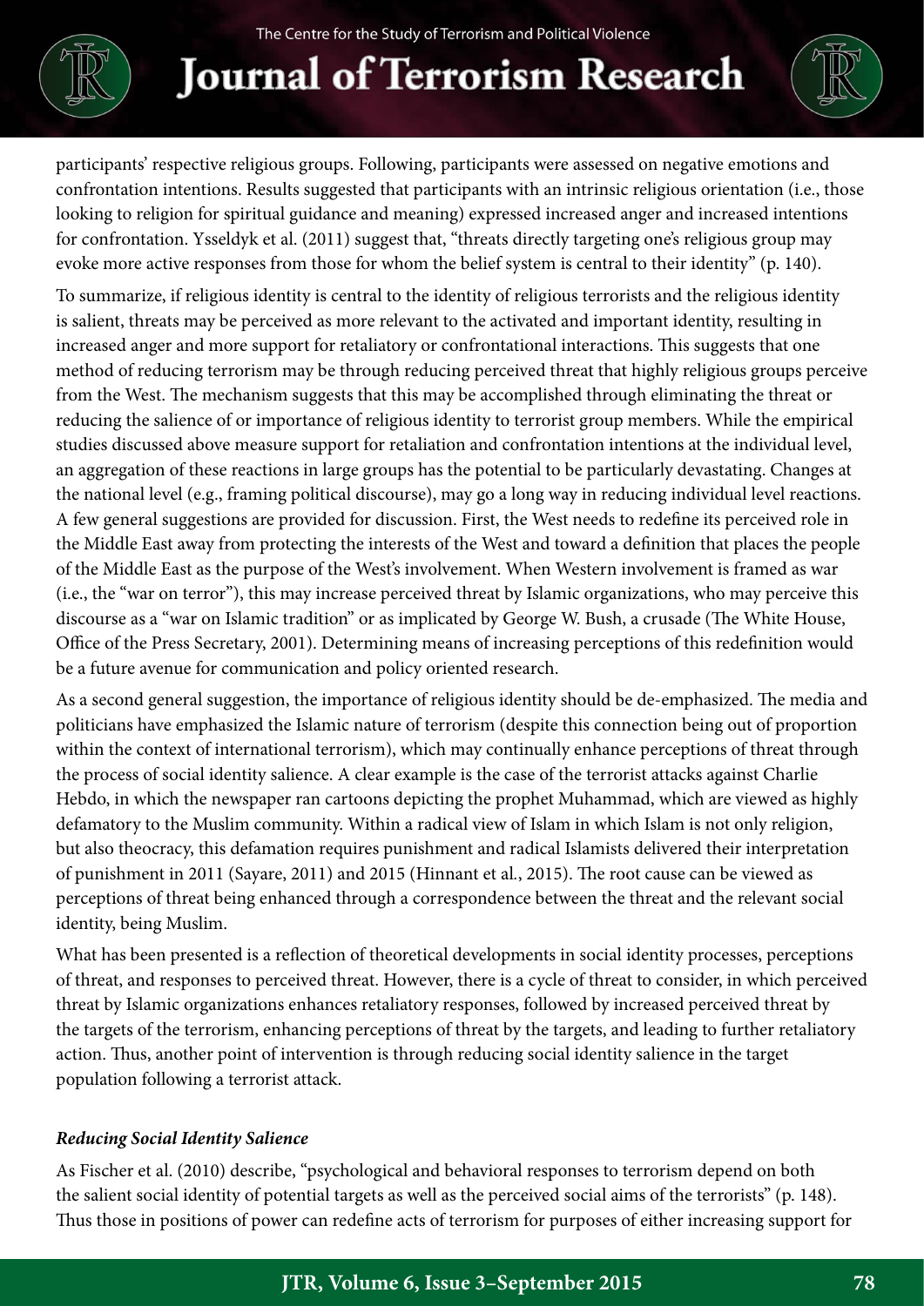participants' respective religious groups. Following, participants were assessed on negative emotions and confrontation intentions. Results suggested that participants with an intrinsic religious orientation (i.e., those looking to religion for spiritual guidance and meaning) expressed increased anger and increased intentions for confrontation. Ysseldyk et al. (2011) suggest that, "threats directly targeting one's religious group may evoke more active responses from those for whom the belief system is central to their identity" (p. 140).

To summarize, if religious identity is central to the identity of religious terrorists and the religious identity is salient, threats may be perceived as more relevant to the activated and important identity, resulting in increased anger and more support for retaliatory or confrontational interactions. This suggests that one method of reducing terrorism may be through reducing perceived threat that highly religious groups perceive from the West. The mechanism suggests that this may be accomplished through eliminating the threat or reducing the salience of or importance of religious identity to terrorist group members. While the empirical studies discussed above measure support for retaliation and confrontation intentions at the individual level, an aggregation of these reactions in large groups has the potential to be particularly devastating. Changes at the national level (e.g., framing political discourse), may go a long way in reducing individual level reactions. A few general suggestions are provided for discussion. First, the West needs to redefine its perceived role in the Middle East away from protecting the interests of the West and toward a definition that places the people of the Middle East as the purpose of the West's involvement. When Western involvement is framed as war (i.e., the "war on terror"), this may increase perceived threat by Islamic organizations, who may perceive this discourse as a "war on Islamic tradition" or as implicated by George W. Bush, a crusade (The White House, Office of the Press Secretary, 2001). Determining means of increasing perceptions of this redefinition would be a future avenue for communication and policy oriented research.

As a second general suggestion, the importance of religious identity should be de-emphasized. The media and politicians have emphasized the Islamic nature of terrorism (despite this connection being out of proportion within the context of international terrorism), which may continually enhance perceptions of threat through the process of social identity salience. A clear example is the case of the terrorist attacks against Charlie Hebdo, in which the newspaper ran cartoons depicting the prophet Muhammad, which are viewed as highly defamatory to the Muslim community. Within a radical view of Islam in which Islam is not only religion, but also theocracy, this defamation requires punishment and radical Islamists delivered their interpretation of punishment in 2011 (Sayare, 2011) and 2015 (Hinnant et al., 2015). The root cause can be viewed as perceptions of threat being enhanced through a correspondence between the threat and the relevant social identity, being Muslim.

What has been presented is a reflection of theoretical developments in social identity processes, perceptions of threat, and responses to perceived threat. However, there is a cycle of threat to consider, in which perceived threat by Islamic organizations enhances retaliatory responses, followed by increased perceived threat by the targets of the terrorism, enhancing perceptions of threat by the targets, and leading to further retaliatory action. Thus, another point of intervention is through reducing social identity salience in the target population following a terrorist attack.

***Reducing Social Identity Salience***

As Fischer et al. (2010) describe, "psychological and behavioral responses to terrorism depend on both the salient social identity of potential targets as well as the perceived social aims of the terrorists" (p. 148). Thus those in positions of power can redefine acts of terrorism for purposes of either increasing support for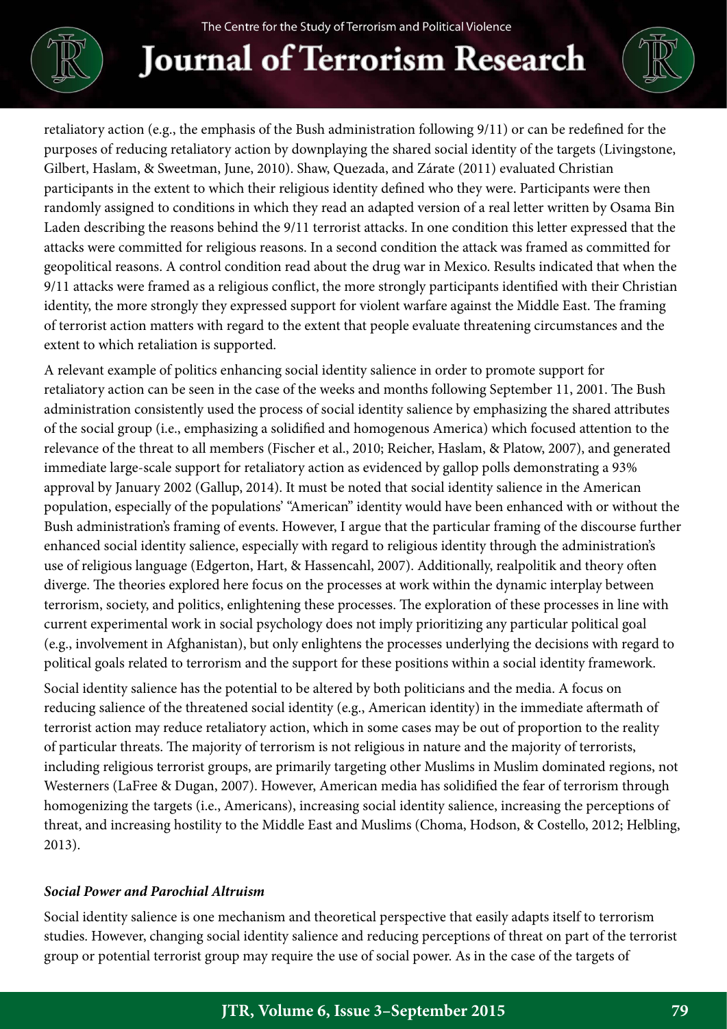retaliatory action (e.g., the emphasis of the Bush administration following 9/11) or can be redefined for the purposes of reducing retaliatory action by downplaying the shared social identity of the targets (Livingstone, Gilbert, Haslam, & Sweetman, June, 2010). Shaw, Quezada, and Zárate (2011) evaluated Christian participants in the extent to which their religious identity defined who they were. Participants were then randomly assigned to conditions in which they read an adapted version of a real letter written by Osama Bin Laden describing the reasons behind the 9/11 terrorist attacks. In one condition this letter expressed that the attacks were committed for religious reasons. In a second condition the attack was framed as committed for geopolitical reasons. A control condition read about the drug war in Mexico. Results indicated that when the 9/11 attacks were framed as a religious conflict, the more strongly participants identified with their Christian identity, the more strongly they expressed support for violent warfare against the Middle East. The framing of terrorist action matters with regard to the extent that people evaluate threatening circumstances and the extent to which retaliation is supported.

A relevant example of politics enhancing social identity salience in order to promote support for retaliatory action can be seen in the case of the weeks and months following September 11, 2001. The Bush administration consistently used the process of social identity salience by emphasizing the shared attributes of the social group (i.e., emphasizing a solidified and homogenous America) which focused attention to the relevance of the threat to all members (Fischer et al., 2010; Reicher, Haslam, & Platow, 2007), and generated immediate large-scale support for retaliatory action as evidenced by gallop polls demonstrating a 93% approval by January 2002 (Gallup, 2014). It must be noted that social identity salience in the American population, especially of the populations' "American" identity would have been enhanced with or without the Bush administration's framing of events. However, I argue that the particular framing of the discourse further enhanced social identity salience, especially with regard to religious identity through the administration's use of religious language (Edgerton, Hart, & Hassencahl, 2007). Additionally, realpolitik and theory often diverge. The theories explored here focus on the processes at work within the dynamic interplay between terrorism, society, and politics, enlightening these processes. The exploration of these processes in line with current experimental work in social psychology does not imply prioritizing any particular political goal (e.g., involvement in Afghanistan), but only enlightens the processes underlying the decisions with regard to political goals related to terrorism and the support for these positions within a social identity framework.

Social identity salience has the potential to be altered by both politicians and the media. A focus on reducing salience of the threatened social identity (e.g., American identity) in the immediate aftermath of terrorist action may reduce retaliatory action, which in some cases may be out of proportion to the reality of particular threats. The majority of terrorism is not religious in nature and the majority of terrorists, including religious terrorist groups, are primarily targeting other Muslims in Muslim dominated regions, not Westerners (LaFree & Dugan, 2007). However, American media has solidified the fear of terrorism through homogenizing the targets (i.e., Americans), increasing social identity salience, increasing the perceptions of threat, and increasing hostility to the Middle East and Muslims (Choma, Hodson, & Costello, 2012; Helbling, 2013).

### *Social Power and Parochial Altruism*

Social identity salience is one mechanism and theoretical perspective that easily adapts itself to terrorism studies. However, changing social identity salience and reducing perceptions of threat on part of the terrorist group or potential terrorist group may require the use of social power. As in the case of the targets of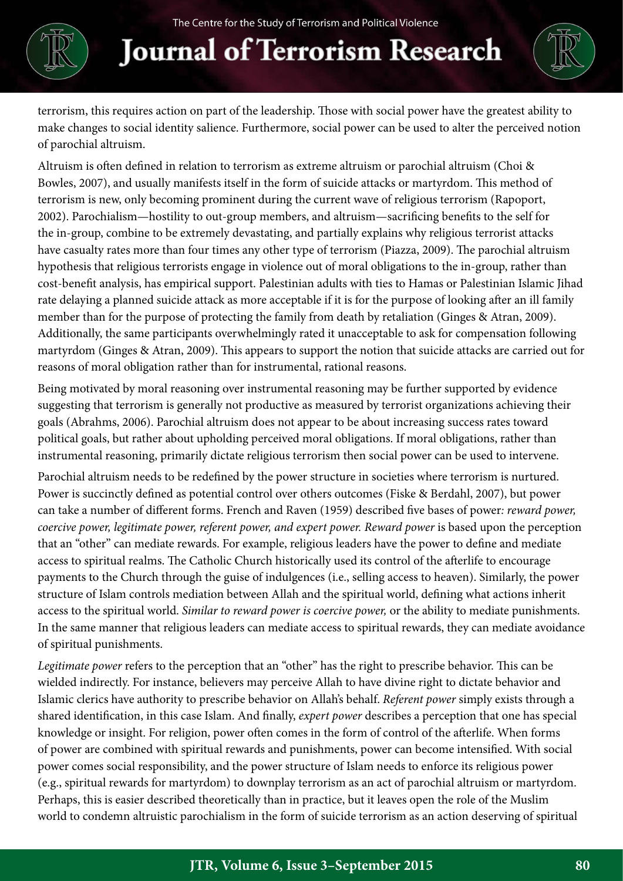terrorism, this requires action on part of the leadership. Those with social power have the greatest ability to make changes to social identity salience. Furthermore, social power can be used to alter the perceived notion of parochial altruism.

Altruism is often defined in relation to terrorism as extreme altruism or parochial altruism (Choi & Bowles, 2007), and usually manifests itself in the form of suicide attacks or martyrdom. This method of terrorism is new, only becoming prominent during the current wave of religious terrorism (Rapoport, 2002). Parochialism—hostility to out-group members, and altruism—sacrificing benefits to the self for the in-group, combine to be extremely devastating, and partially explains why religious terrorist attacks have casualty rates more than four times any other type of terrorism (Piazza, 2009). The parochial altruism hypothesis that religious terrorists engage in violence out of moral obligations to the in-group, rather than cost-benefit analysis, has empirical support. Palestinian adults with ties to Hamas or Palestinian Islamic Jihad rate delaying a planned suicide attack as more acceptable if it is for the purpose of looking after an ill family member than for the purpose of protecting the family from death by retaliation (Ginges & Atran, 2009). Additionally, the same participants overwhelmingly rated it unacceptable to ask for compensation following martyrdom (Ginges & Atran, 2009). This appears to support the notion that suicide attacks are carried out for reasons of moral obligation rather than for instrumental, rational reasons.

Being motivated by moral reasoning over instrumental reasoning may be further supported by evidence suggesting that terrorism is generally not productive as measured by terrorist organizations achieving their goals (Abrahms, 2006). Parochial altruism does not appear to be about increasing success rates toward political goals, but rather about upholding perceived moral obligations. If moral obligations, rather than instrumental reasoning, primarily dictate religious terrorism then social power can be used to intervene.

Parochial altruism needs to be redefined by the power structure in societies where terrorism is nurtured. Power is succinctly defined as potential control over others outcomes (Fiske & Berdahl, 2007), but power can take a number of different forms. French and Raven (1959) described five bases of power*: reward power, coercive power, legitimate power, referent power, and expert power. Reward power* is based upon the perception that an "other" can mediate rewards. For example, religious leaders have the power to define and mediate access to spiritual realms. The Catholic Church historically used its control of the afterlife to encourage payments to the Church through the guise of indulgences (i.e., selling access to heaven). Similarly, the power structure of Islam controls mediation between Allah and the spiritual world, defining what actions inherit access to the spiritual world. *Similar to reward power is coercive power,* or the ability to mediate punishments. In the same manner that religious leaders can mediate access to spiritual rewards, they can mediate avoidance of spiritual punishments.

*Legitimate power* refers to the perception that an "other" has the right to prescribe behavior. This can be wielded indirectly. For instance, believers may perceive Allah to have divine right to dictate behavior and Islamic clerics have authority to prescribe behavior on Allah's behalf. *Referent power* simply exists through a shared identification, in this case Islam. And finally, *expert power* describes a perception that one has special knowledge or insight. For religion, power often comes in the form of control of the afterlife. When forms of power are combined with spiritual rewards and punishments, power can become intensified. With social power comes social responsibility, and the power structure of Islam needs to enforce its religious power (e.g., spiritual rewards for martyrdom) to downplay terrorism as an act of parochial altruism or martyrdom. Perhaps, this is easier described theoretically than in practice, but it leaves open the role of the Muslim world to condemn altruistic parochialism in the form of suicide terrorism as an action deserving of spiritual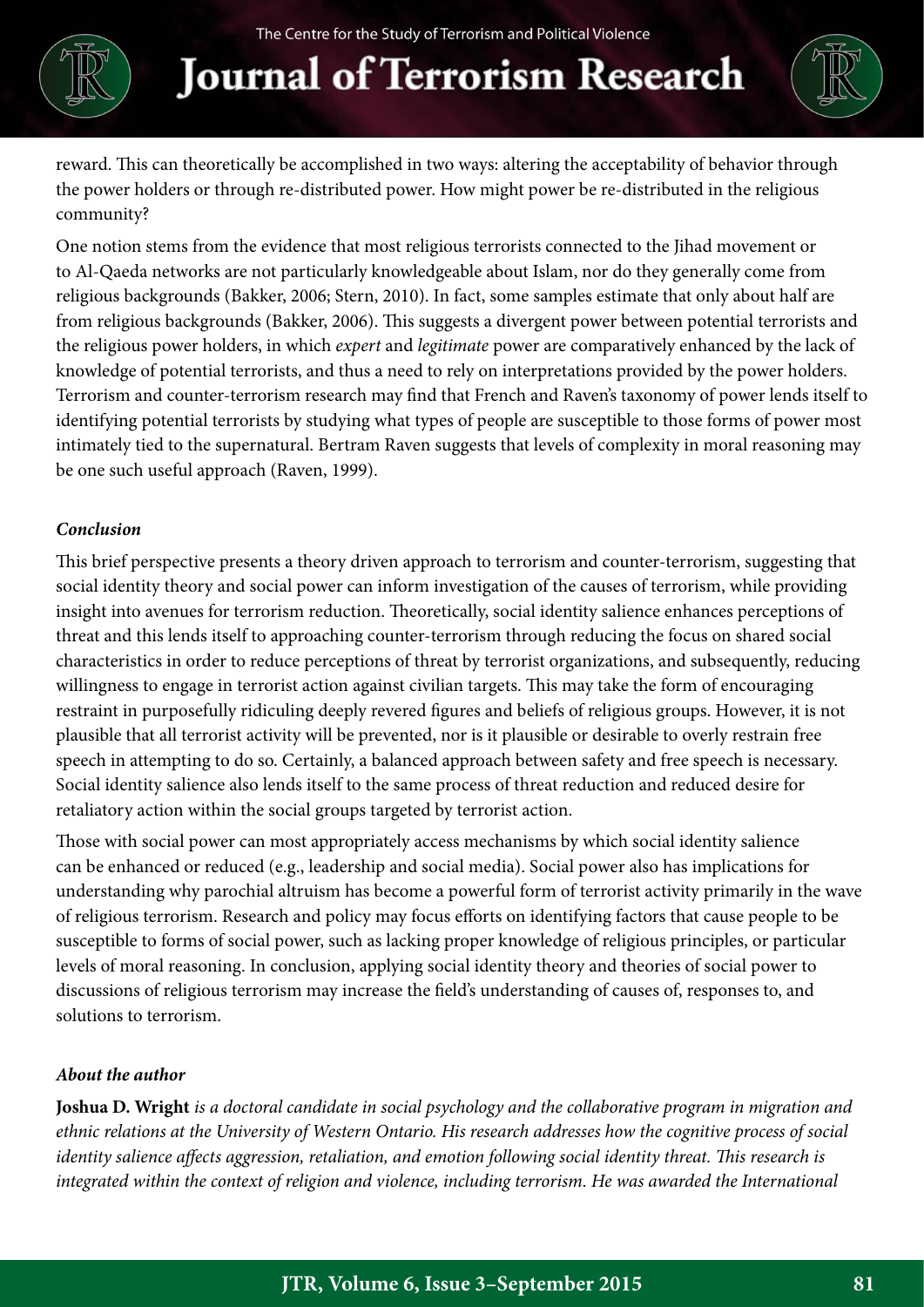reward. This can theoretically be accomplished in two ways: altering the acceptability of behavior through the power holders or through re-distributed power. How might power be re-distributed in the religious community?

One notion stems from the evidence that most religious terrorists connected to the Jihad movement or to Al-Qaeda networks are not particularly knowledgeable about Islam, nor do they generally come from religious backgrounds (Bakker, 2006; Stern, 2010). In fact, some samples estimate that only about half are from religious backgrounds (Bakker, 2006). This suggests a divergent power between potential terrorists and the religious power holders, in which *expert* and *legitimate* power are comparatively enhanced by the lack of knowledge of potential terrorists, and thus a need to rely on interpretations provided by the power holders. Terrorism and counter-terrorism research may find that French and Raven's taxonomy of power lends itself to identifying potential terrorists by studying what types of people are susceptible to those forms of power most intimately tied to the supernatural. Bertram Raven suggests that levels of complexity in moral reasoning may be one such useful approach (Raven, 1999).

### *Conclusion*

This brief perspective presents a theory driven approach to terrorism and counter-terrorism, suggesting that social identity theory and social power can inform investigation of the causes of terrorism, while providing insight into avenues for terrorism reduction. Theoretically, social identity salience enhances perceptions of threat and this lends itself to approaching counter-terrorism through reducing the focus on shared social characteristics in order to reduce perceptions of threat by terrorist organizations, and subsequently, reducing willingness to engage in terrorist action against civilian targets. This may take the form of encouraging restraint in purposefully ridiculing deeply revered figures and beliefs of religious groups. However, it is not plausible that all terrorist activity will be prevented, nor is it plausible or desirable to overly restrain free speech in attempting to do so. Certainly, a balanced approach between safety and free speech is necessary. Social identity salience also lends itself to the same process of threat reduction and reduced desire for retaliatory action within the social groups targeted by terrorist action.

Those with social power can most appropriately access mechanisms by which social identity salience can be enhanced or reduced (e.g., leadership and social media). Social power also has implications for understanding why parochial altruism has become a powerful form of terrorist activity primarily in the wave of religious terrorism. Research and policy may focus efforts on identifying factors that cause people to be susceptible to forms of social power, such as lacking proper knowledge of religious principles, or particular levels of moral reasoning. In conclusion, applying social identity theory and theories of social power to discussions of religious terrorism may increase the field's understanding of causes of, responses to, and solutions to terrorism.

### *About the author*

**Joshua D. Wright** *is a doctoral candidate in social psychology and the collaborative program in migration and ethnic relations at the University of Western Ontario. His research addresses how the cognitive process of social identity salience affects aggression, retaliation, and emotion following social identity threat. This research is integrated within the context of religion and violence, including terrorism. He was awarded the International*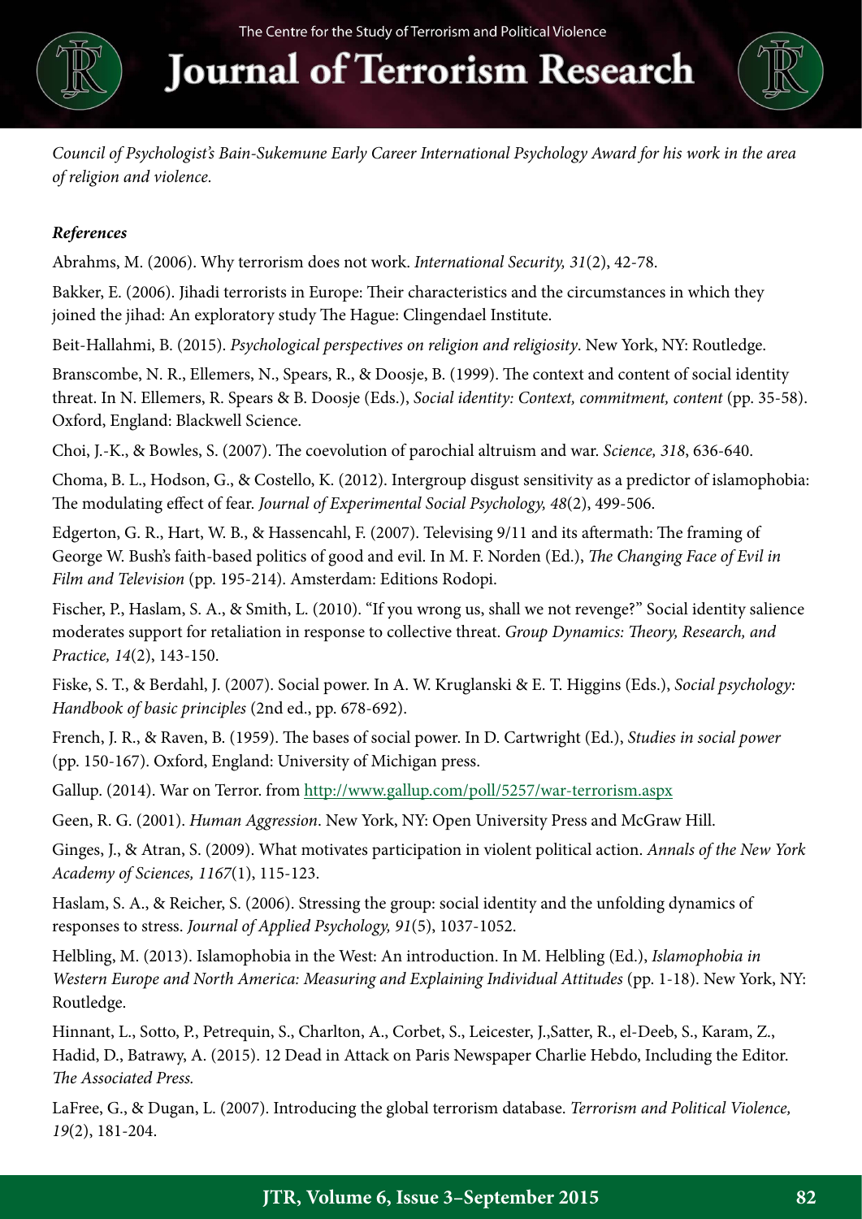*Council of Psychologist's Bain-Sukemune Early Career International Psychology Award for his work in the area of religion and violence.*

***References***

Abrahms, M. (2006). Why terrorism does not work. *International Security, 31*(2), 42-78.

Bakker, E. (2006). Jihadi terrorists in Europe: Their characteristics and the circumstances in which they joined the jihad: An exploratory study The Hague: Clingendael Institute.

Beit-Hallahmi, B. (2015). *Psychological perspectives on religion and religiosity*. New York, NY: Routledge.

Branscombe, N. R., Ellemers, N., Spears, R., & Doosje, B. (1999). The context and content of social identity threat. In N. Ellemers, R. Spears & B. Doosje (Eds.), *Social identity: Context, commitment, content* (pp. 35-58). Oxford, England: Blackwell Science.

Choi, J.-K., & Bowles, S. (2007). The coevolution of parochial altruism and war. *Science, 318*, 636-640.

Choma, B. L., Hodson, G., & Costello, K. (2012). Intergroup disgust sensitivity as a predictor of islamophobia: The modulating effect of fear. *Journal of Experimental Social Psychology, 48*(2), 499-506.

Edgerton, G. R., Hart, W. B., & Hassencahl, F. (2007). Televising 9/11 and its aftermath: The framing of George W. Bush's faith-based politics of good and evil. In M. F. Norden (Ed.), *The Changing Face of Evil in Film and Television* (pp. 195-214). Amsterdam: Editions Rodopi.

Fischer, P., Haslam, S. A., & Smith, L. (2010). "If you wrong us, shall we not revenge?" Social identity salience moderates support for retaliation in response to collective threat. *Group Dynamics: Theory, Research, and Practice, 14*(2), 143-150.

Fiske, S. T., & Berdahl, J. (2007). Social power. In A. W. Kruglanski & E. T. Higgins (Eds.), *Social psychology: Handbook of basic principles* (2nd ed., pp. 678-692).

French, J. R., & Raven, B. (1959). The bases of social power. In D. Cartwright (Ed.), *Studies in social power* (pp. 150-167). Oxford, England: University of Michigan press.

Gallup. (2014). War on Terror. from http://www.gallup.com/poll/5257/war-terrorism.aspx

Geen, R. G. (2001). *Human Aggression*. New York, NY: Open University Press and McGraw Hill.

Ginges, J., & Atran, S. (2009). What motivates participation in violent political action. *Annals of the New York Academy of Sciences, 1167*(1), 115-123.

Haslam, S. A., & Reicher, S. (2006). Stressing the group: social identity and the unfolding dynamics of responses to stress. *Journal of Applied Psychology, 91*(5), 1037-1052.

Helbling, M. (2013). Islamophobia in the West: An introduction. In M. Helbling (Ed.), *Islamophobia in Western Europe and North America: Measuring and Explaining Individual Attitudes* (pp. 1-18). New York, NY: Routledge.

Hinnant, L., Sotto, P., Petrequin, S., Charlton, A., Corbet, S., Leicester, J.,Satter, R., el-Deeb, S., Karam, Z., Hadid, D., Batrawy, A. (2015). 12 Dead in Attack on Paris Newspaper Charlie Hebdo, Including the Editor. *The Associated Press.*

LaFree, G., & Dugan, L. (2007). Introducing the global terrorism database. *Terrorism and Political Violence, 19*(2), 181-204.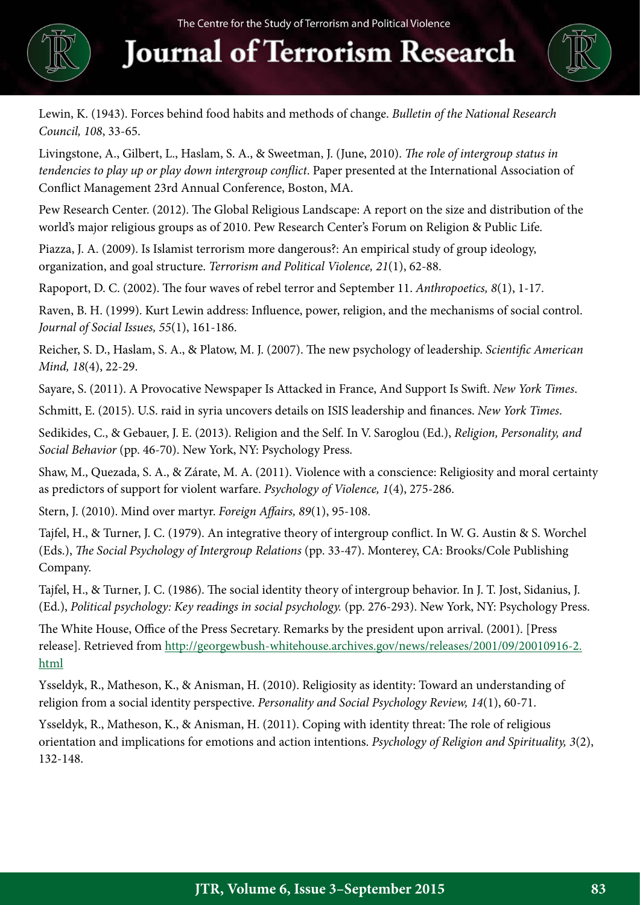Lewin, K. (1943). Forces behind food habits and methods of change. *Bulletin of the National Research Council, 108*, 33-65.

Livingstone, A., Gilbert, L., Haslam, S. A., & Sweetman, J. (June, 2010). *The role of intergroup status in tendencies to play up or play down intergroup conflict*. Paper presented at the International Association of Conflict Management 23rd Annual Conference, Boston, MA.

Pew Research Center. (2012). The Global Religious Landscape: A report on the size and distribution of the world's major religious groups as of 2010. Pew Research Center's Forum on Religion & Public Life.

Piazza, J. A. (2009). Is Islamist terrorism more dangerous?: An empirical study of group ideology, organization, and goal structure. *Terrorism and Political Violence, 21*(1), 62-88.

Rapoport, D. C. (2002). The four waves of rebel terror and September 11. *Anthropoetics, 8*(1), 1-17.

Raven, B. H. (1999). Kurt Lewin address: Influence, power, religion, and the mechanisms of social control. *Journal of Social Issues, 55*(1), 161-186.

Reicher, S. D., Haslam, S. A., & Platow, M. J. (2007). The new psychology of leadership. *Scientific American Mind, 18*(4), 22-29.

Sayare, S. (2011). A Provocative Newspaper Is Attacked in France, And Support Is Swift. *New York Times*.

Schmitt, E. (2015). U.S. raid in syria uncovers details on ISIS leadership and finances. *New York Times*.

Sedikides, C., & Gebauer, J. E. (2013). Religion and the Self. In V. Saroglou (Ed.), *Religion, Personality, and Social Behavior* (pp. 46-70). New York, NY: Psychology Press.

Shaw, M., Quezada, S. A., & Zárate, M. A. (2011). Violence with a conscience: Religiosity and moral certainty as predictors of support for violent warfare. *Psychology of Violence, 1*(4), 275-286.

Stern, J. (2010). Mind over martyr. *Foreign Affairs, 89*(1), 95-108.

Tajfel, H., & Turner, J. C. (1979). An integrative theory of intergroup conflict. In W. G. Austin & S. Worchel (Eds.), *The Social Psychology of Intergroup Relations* (pp. 33-47). Monterey, CA: Brooks/Cole Publishing Company.

Tajfel, H., & Turner, J. C. (1986). The social identity theory of intergroup behavior. In J. T. Jost, Sidanius, J. (Ed.), *Political psychology: Key readings in social psychology.* (pp. 276-293). New York, NY: Psychology Press.

The White House, Office of the Press Secretary. Remarks by the president upon arrival. (2001). [Press release]. Retrieved from http://georgewbush-whitehouse.archives.gov/news/releases/2001/09/20010916-2.html

Ysseldyk, R., Matheson, K., & Anisman, H. (2010). Religiosity as identity: Toward an understanding of religion from a social identity perspective. *Personality and Social Psychology Review, 14*(1), 60-71.

Ysseldyk, R., Matheson, K., & Anisman, H. (2011). Coping with identity threat: The role of religious orientation and implications for emotions and action intentions. *Psychology of Religion and Spirituality, 3*(2), 132-148.